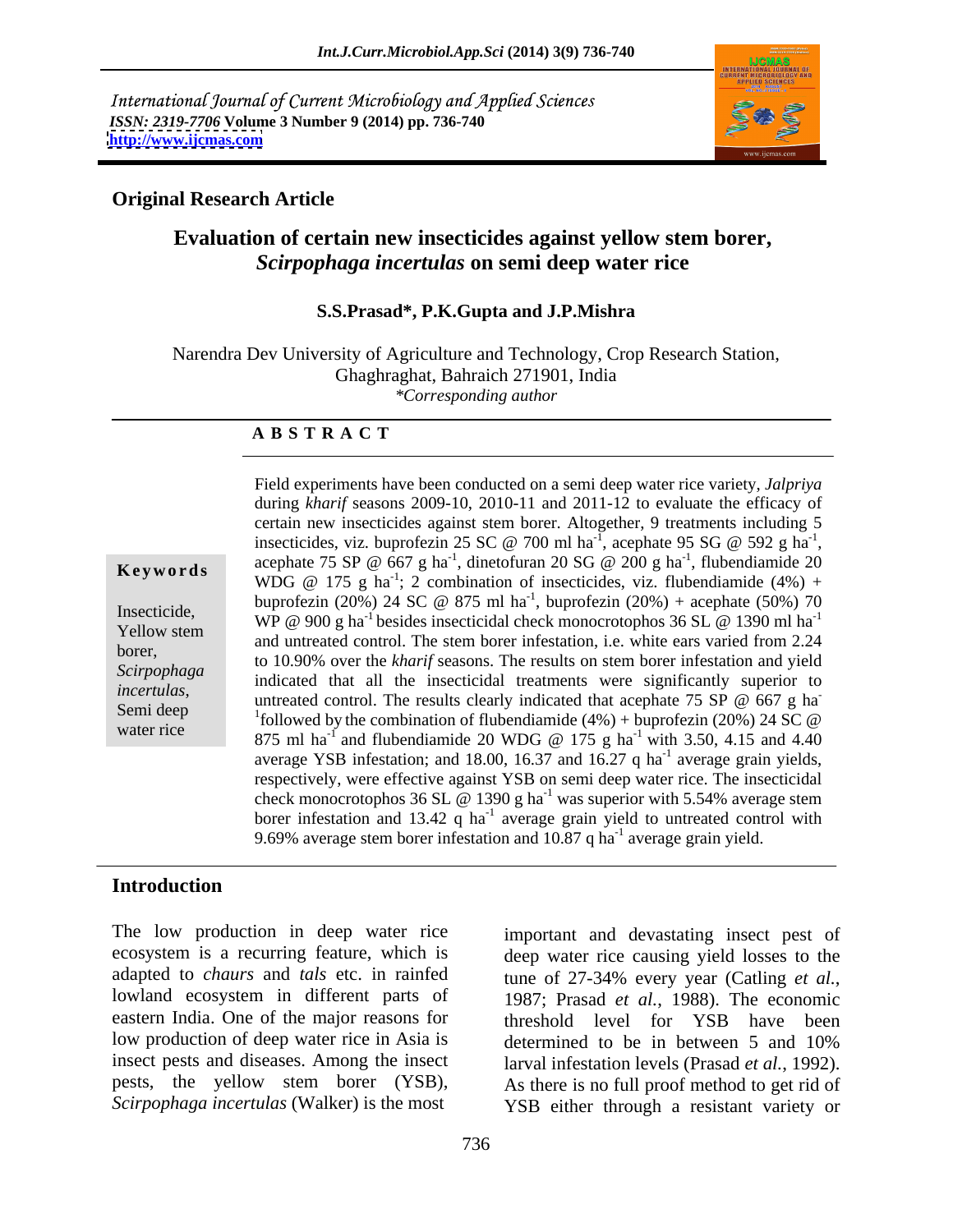International Journal of Current Microbiology and Applied Sciences
*ISSN: 2319-7706* **Volume 3 Number 9 (2014) pp. 736-740**
**http://www.ijcmas.com**

**Original Research Article**

# Evaluation of certain new insecticides against yellow stem borer, *Scirpophaga incertulas* on semi deep water rice

**S.S.Prasad\*, P.K.Gupta and J.P.Mishra**

Narendra Dev University of Agriculture and Technology, Crop Research Station, Ghaghraghat, Bahraich 271901, India
*\*Corresponding author*

**A B S T R A C T**

**Keywords**

Insecticide, Yellow stem borer, *Scirpophaga incertulas*, Semi deep water rice

Field experiments have been conducted on a semi deep water rice variety, *Jalpriya* during *kharif* seasons 2009-10, 2010-11 and 2011-12 to evaluate the efficacy of certain new insecticides against stem borer. Altogether, 9 treatments including 5 insecticides, viz. buprofezin 25 SC @ 700 ml ha$^{-1}$, acephate 95 SG @ 592 g ha$^{-1}$, acephate 75 SP @ 667 g ha$^{-1}$, dinetofuran 20 SG @ 200 g ha$^{-1}$, flubendiamide 20 WDG @ 175 g ha$^{-1}$; 2 combination of insecticides, viz. flubendiamide (4%) + buprofezin (20%) 24 SC @ 875 ml ha$^{-1}$, buprofezin (20%) + acephate (50%) 70 WP @ 900 g ha$^{-1}$ besides insecticidal check monocrotophos 36 SL @ 1390 ml ha$^{-1}$ and untreated control. The stem borer infestation, i.e. white ears varied from 2.24 to 10.90% over the *kharif* seasons. The results on stem borer infestation and yield indicated that all the insecticidal treatments were significantly superior to untreated control. The results clearly indicated that acephate 75 SP @ 667 g ha$^{-1}$ followed by the combination of flubendiamide (4%) + buprofezin (20%) 24 SC @ 875 ml ha$^{-1}$ and flubendiamide 20 WDG @ 175 g ha$^{-1}$ with 3.50, 4.15 and 4.40 average YSB infestation; and 18.00, 16.37 and 16.27 q ha$^{-1}$ average grain yields, respectively, were effective against YSB on semi deep water rice. The insecticidal check monocrotophos 36 SL @ 1390 g ha$^{-1}$ was superior with 5.54% average stem borer infestation and 13.42 q ha$^{-1}$ average grain yield to untreated control with 9.69% average stem borer infestation and 10.87 q ha$^{-1}$ average grain yield.

## Introduction

The low production in deep water rice ecosystem is a recurring feature, which is adapted to *chaurs* and *tals* etc. in rainfed lowland ecosystem in different parts of eastern India. One of the major reasons for low production of deep water rice in Asia is insect pests and diseases. Among the insect pests, the yellow stem borer (YSB), *Scirpophaga incertulas* (Walker) is the most important and devastating insect pest of deep water rice causing yield losses to the tune of 27-34% every year (Catling *et al.*, 1987; Prasad *et al.*, 1988). The economic threshold level for YSB have been determined to be in between 5 and 10% larval infestation levels (Prasad *et al.*, 1992). As there is no full proof method to get rid of YSB either through a resistant variety or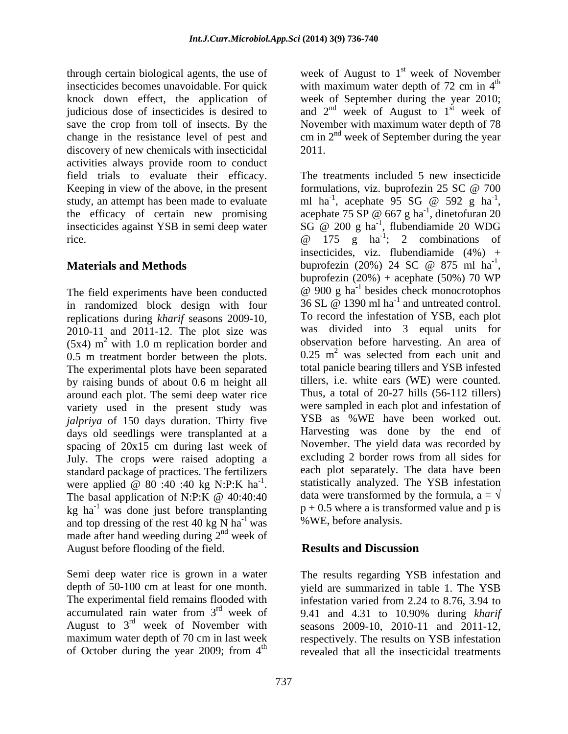through certain biological agents, the use of insecticides becomes unavoidable. For quick knock down effect, the application of judicious dose of insecticides is desired to save the crop from toll of insects. By the change in the resistance level of pest and discovery of new chemicals with insecticidal activities always provide room to conduct field trials to evaluate their efficacy. Keeping in view of the above, in the present study, an attempt has been made to evaluate the efficacy of certain new promising insecticides against YSB in semi deep water rice.

## Materials and Methods

The field experiments have been conducted in randomized block design with four replications during *kharif* seasons 2009-10, 2010-11 and 2011-12. The plot size was (5x4) $m^2$ with 1.0 m replication border and 0.5 m treatment border between the plots. The experimental plots have been separated by raising bunds of about 0.6 m height all around each plot. The semi deep water rice variety used in the present study was *jalpriya* of 150 days duration. Thirty five days old seedlings were transplanted at a spacing of 20x15 cm during last week of July. The crops were raised adopting a standard package of practices. The fertilizers were applied @ 80 :40 :40 kg N:P:K $ha^{-1}$. The basal application of N:P:K @ 40:40:40 kg $ha^{-1}$ was done just before transplanting and top dressing of the rest 40 kg N $ha^{-1}$ was made after hand weeding during 2nd week of August before flooding of the field.

Semi deep water rice is grown in a water depth of 50-100 cm at least for one month. The experimental field remains flooded with accumulated rain water from 3rd week of August to 3rd week of November with maximum water depth of 70 cm in last week of October during the year 2009; from 4th week of August to 1st week of November with maximum water depth of 72 cm in 4th week of September during the year 2010; and 2nd week of August to 1st week of November with maximum water depth of 78 cm in 2nd week of September during the year 2011.

The treatments included 5 new insecticide formulations, viz. buprofezin 25 SC @ 700 ml $ha^{-1}$, acephate 95 SG @ 592 g $ha^{-1}$, acephate 75 SP @ 667 g $ha^{-1}$, dinetofuran 20 SG @ 200 g $ha^{-1}$, flubendiamide 20 WDG @ 175 g $ha^{-1}$; 2 combinations of insecticides, viz. flubendiamide (4%) + buprofezin (20%) 24 SC @ 875 ml $ha^{-1}$, buprofezin (20%) + acephate (50%) 70 WP @ 900 g $ha^{-1}$ besides check monocrotophos 36 SL @ 1390 ml $ha^{-1}$ and untreated control. To record the infestation of YSB, each plot was divided into 3 equal units for observation before harvesting. An area of 0.25 $m^2$ was selected from each unit and total panicle bearing tillers and YSB infested tillers, i.e. white ears (WE) were counted. Thus, a total of 20-27 hills (56-112 tillers) were sampled in each plot and infestation of YSB as %WE have been worked out. Harvesting was done by the end of November. The yield data was recorded by excluding 2 border rows from all sides for each plot separately. The data have been statistically analyzed. The YSB infestation data were transformed by the formula, $a = \sqrt{p + 0.5}$ where a is transformed value and p is %WE, before analysis.

## Results and Discussion

The results regarding YSB infestation and yield are summarized in table 1. The YSB infestation varied from 2.24 to 8.76, 3.94 to 9.41 and 4.31 to 10.90% during *kharif* seasons 2009-10, 2010-11 and 2011-12, respectively. The results on YSB infestation revealed that all the insecticidal treatments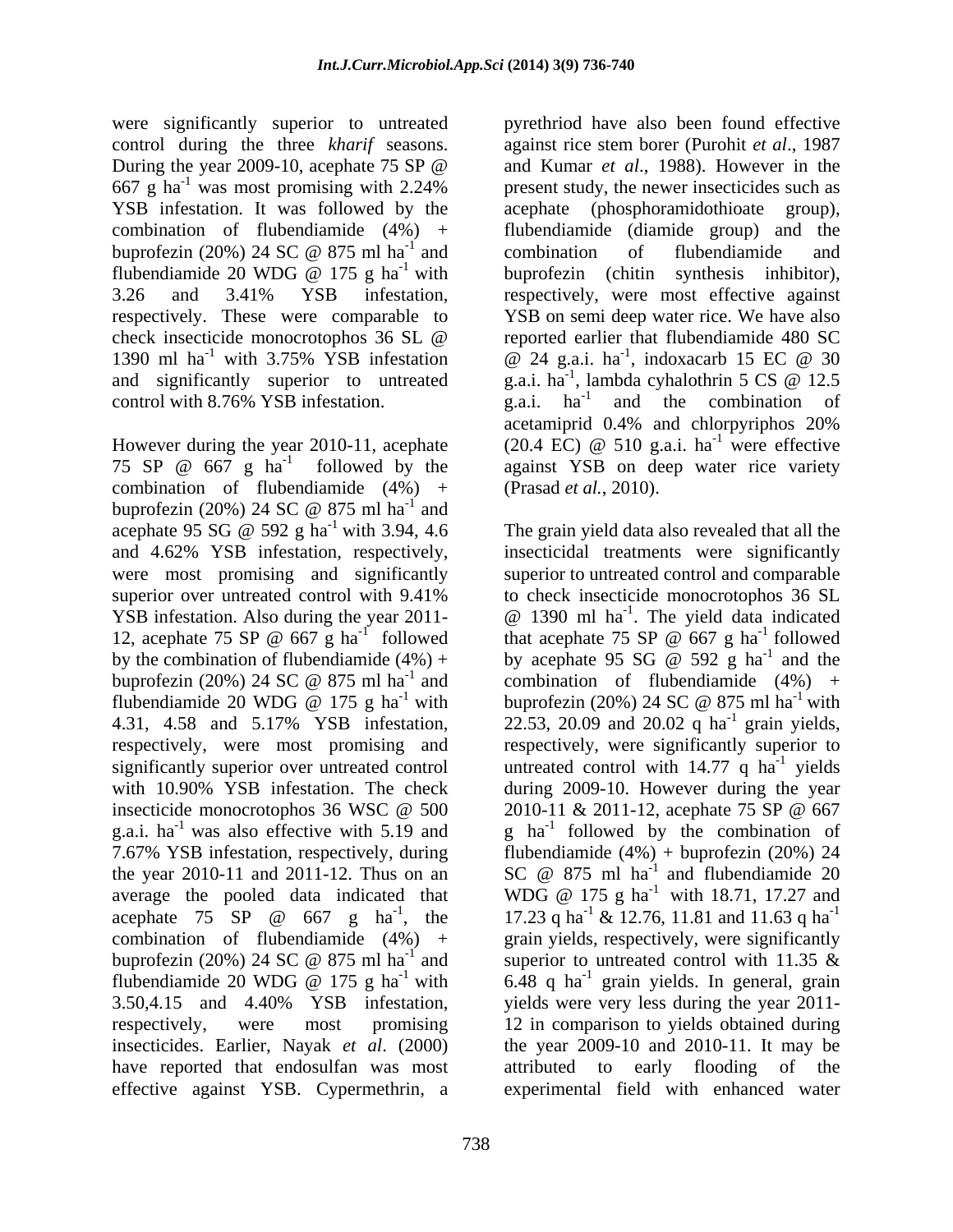were significantly superior to untreated control during the three *kharif* seasons. During the year 2009-10, acephate 75 SP @ 667 g ha$^{-1}$ was most promising with 2.24% YSB infestation. It was followed by the combination of flubendiamide (4%) + buprofezin (20%) 24 SC @ 875 ml ha$^{-1}$ and flubendiamide 20 WDG @ 175 g ha$^{-1}$ with 3.26 and 3.41% YSB infestation, respectively. These were comparable to check insecticide monocrotophos 36 SL @ 1390 ml ha$^{-1}$ with 3.75% YSB infestation and significantly superior to untreated control with 8.76% YSB infestation.

However during the year 2010-11, acephate 75 SP @ 667 g ha$^{-1}$ followed by the combination of flubendiamide (4%) + buprofezin (20%) 24 SC @ 875 ml ha$^{-1}$ and acephate 95 SG @ 592 g ha$^{-1}$ with 3.94, 4.6 and 4.62% YSB infestation, respectively, were most promising and significantly superior over untreated control with 9.41% YSB infestation. Also during the year 2011-12, acephate 75 SP @ 667 g ha$^{-1}$ followed by the combination of flubendiamide (4%) + buprofezin (20%) 24 SC @ 875 ml ha$^{-1}$ and flubendiamide 20 WDG @ 175 g ha$^{-1}$ with 4.31, 4.58 and 5.17% YSB infestation, respectively, were most promising and significantly superior over untreated control with 10.90% YSB infestation. The check insecticide monocrotophos 36 WSC @ 500 g.a.i. ha$^{-1}$ was also effective with 5.19 and 7.67% YSB infestation, respectively, during the year 2010-11 and 2011-12. Thus on an average the pooled data indicated that acephate 75 SP @ 667 g ha$^{-1}$, the combination of flubendiamide (4%) + buprofezin (20%) 24 SC @ 875 ml ha$^{-1}$ and flubendiamide 20 WDG @ 175 g ha$^{-1}$ with 3.50,4.15 and 4.40% YSB infestation, respectively, were most promising insecticides. Earlier, Nayak *et al*. (2000) have reported that endosulfan was most effective against YSB. Cypermethrin, a pyrethriod have also been found effective against rice stem borer (Purohit *et al*., 1987 and Kumar *et al*., 1988). However in the present study, the newer insecticides such as acephate (phosphoramidothioate group), flubendiamide (diamide group) and the combination of flubendiamide and buprofezin (chitin synthesis inhibitor), respectively, were most effective against YSB on semi deep water rice. We have also reported earlier that flubendiamide 480 SC @ 24 g.a.i. ha$^{-1}$, indoxacarb 15 EC @ 30 g.a.i. ha$^{-1}$, lambda cyhalothrin 5 CS @ 12.5 g.a.i. ha$^{-1}$ and the combination of acetamiprid 0.4% and chlorpyriphos 20% (20.4 EC) @ 510 g.a.i. ha$^{-1}$ were effective against YSB on deep water rice variety (Prasad *et al.*, 2010).

The grain yield data also revealed that all the insecticidal treatments were significantly superior to untreated control and comparable to check insecticide monocrotophos 36 SL @ 1390 ml ha$^{-1}$. The yield data indicated that acephate 75 SP @ 667 g ha$^{-1}$ followed by acephate 95 SG @ 592 g ha$^{-1}$ and the combination of flubendiamide (4%) + buprofezin (20%) 24 SC @ 875 ml ha$^{-1}$ with 22.53, 20.09 and 20.02 q ha$^{-1}$ grain yields, respectively, were significantly superior to untreated control with 14.77 q ha$^{-1}$ yields during 2009-10. However during the year 2010-11 & 2011-12, acephate 75 SP @ 667 g ha$^{-1}$ followed by the combination of flubendiamide (4%) + buprofezin (20%) 24 SC @ 875 ml ha$^{-1}$ and flubendiamide 20 WDG @ 175 g ha$^{-1}$ with 18.71, 17.27 and 17.23 q ha$^{-1}$ & 12.76, 11.81 and 11.63 q ha$^{-1}$ grain yields, respectively, were significantly superior to untreated control with 11.35 & 6.48 q ha$^{-1}$ grain yields. In general, grain yields were very less during the year 2011-12 in comparison to yields obtained during the year 2009-10 and 2010-11. It may be attributed to early flooding of the experimental field with enhanced water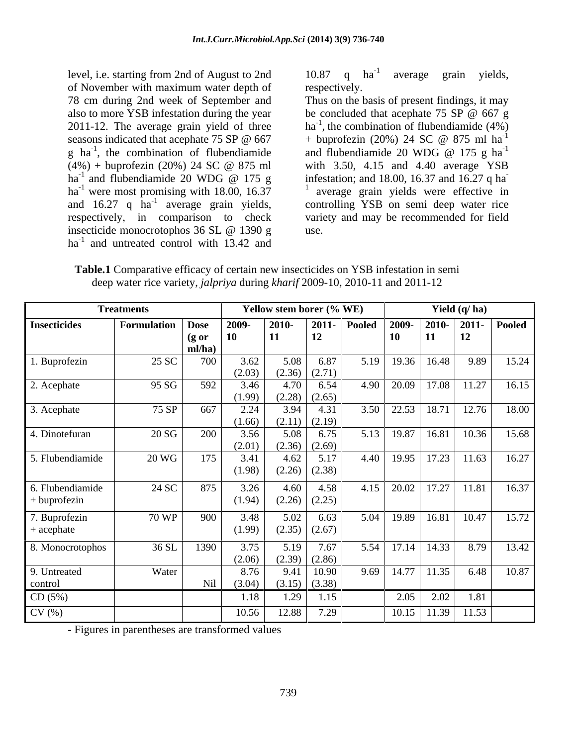level, i.e. starting from 2nd of August to 2nd of November with maximum water depth of 78 cm during 2nd week of September and also to more YSB infestation during the year 2011-12. The average grain yield of three seasons indicated that acephate 75 SP @ 667 g $ha^{-1}$, the combination of flubendiamide (4%) + buprofezin (20%) 24 SC @ 875 ml $ha^{-1}$ and flubendiamide 20 WDG @ 175 g $ha^{-1}$ were most promising with 18.00, 16.37 and 16.27 q $ha^{-1}$ average grain yields, respectively, in comparison to check insecticide monocrotophos 36 SL @ 1390 g $ha^{-1}$ and untreated control with 13.42 and 10.87 q $ha^{-1}$ average grain yields, respectively.

Thus on the basis of present findings, it may be concluded that acephate 75 SP @ 667 g $ha^{-1}$, the combination of flubendiamide (4%) + buprofezin (20%) 24 SC @ 875 ml $ha^{-1}$ and flubendiamide 20 WDG @ 175 g $ha^{-1}$ with 3.50, 4.15 and 4.40 average YSB infestation; and 18.00, 16.37 and 16.27 q $ha^{-1}$ average grain yields were effective in controlling YSB on semi deep water rice variety and may be recommended for field use.

**Table.1** Comparative efficacy of certain new insecticides on YSB infestation in semi deep water rice variety, *jalpriya* during *kharif* 2009-10, 2010-11 and 2011-12

| Treatments | | | Yellow stem borer (% WE) | | | | Yield (q/ ha) | | | |
|---|---|---|---|---|---|---|---|---|---|---|
| Insecticides | Formulation | Dose (g or ml/ha) | 2009-10 | 2010-11 | 2011-12 | Pooled | 2009-10 | 2010-11 | 2011-12 | Pooled |
| 1. Buprofezin | 25 SC | 700 | 3.62 (2.03) | 5.08 (2.36) | 6.87 (2.71) | 5.19 | 19.36 | 16.48 | 9.89 | 15.24 |
| 2. Acephate | 95 SG | 592 | 3.46 (1.99) | 4.70 (2.28) | 6.54 (2.65) | 4.90 | 20.09 | 17.08 | 11.27 | 16.15 |
| 3. Acephate | 75 SP | 667 | 2.24 (1.66) | 3.94 (2.11) | 4.31 (2.19) | 3.50 | 22.53 | 18.71 | 12.76 | 18.00 |
| 4. Dinotefuran | 20 SG | 200 | 3.56 (2.01) | 5.08 (2.36) | 6.75 (2.69) | 5.13 | 19.87 | 16.81 | 10.36 | 15.68 |
| 5. Flubendiamide | 20 WG | 175 | 3.41 (1.98) | 4.62 (2.26) | 5.17 (2.38) | 4.40 | 19.95 | 17.23 | 11.63 | 16.27 |
| 6. Flubendiamide + buprofezin | 24 SC | 875 | 3.26 (1.94) | 4.60 (2.26) | 4.58 (2.25) | 4.15 | 20.02 | 17.27 | 11.81 | 16.37 |
| 7. Buprofezin + acephate | 70 WP | 900 | 3.48 (1.99) | 5.02 (2.35) | 6.63 (2.67) | 5.04 | 19.89 | 16.81 | 10.47 | 15.72 |
| 8. Monocrotophos | 36 SL | 1390 | 3.75 (2.06) | 5.19 (2.39) | 7.67 (2.86) | 5.54 | 17.14 | 14.33 | 8.79 | 13.42 |
| 9. Untreated control | Water | Nil | 8.76 (3.04) | 9.41 (3.15) | 10.90 (3.38) | 9.69 | 14.77 | 11.35 | 6.48 | 10.87 |
| CD (5%) | | | 1.18 | 1.29 | 1.15 | | 2.05 | 2.02 | 1.81 | |
| CV (%) | | | 10.56 | 12.88 | 7.29 | | 10.15 | 11.39 | 11.53 | |

- Figures in parentheses are transformed values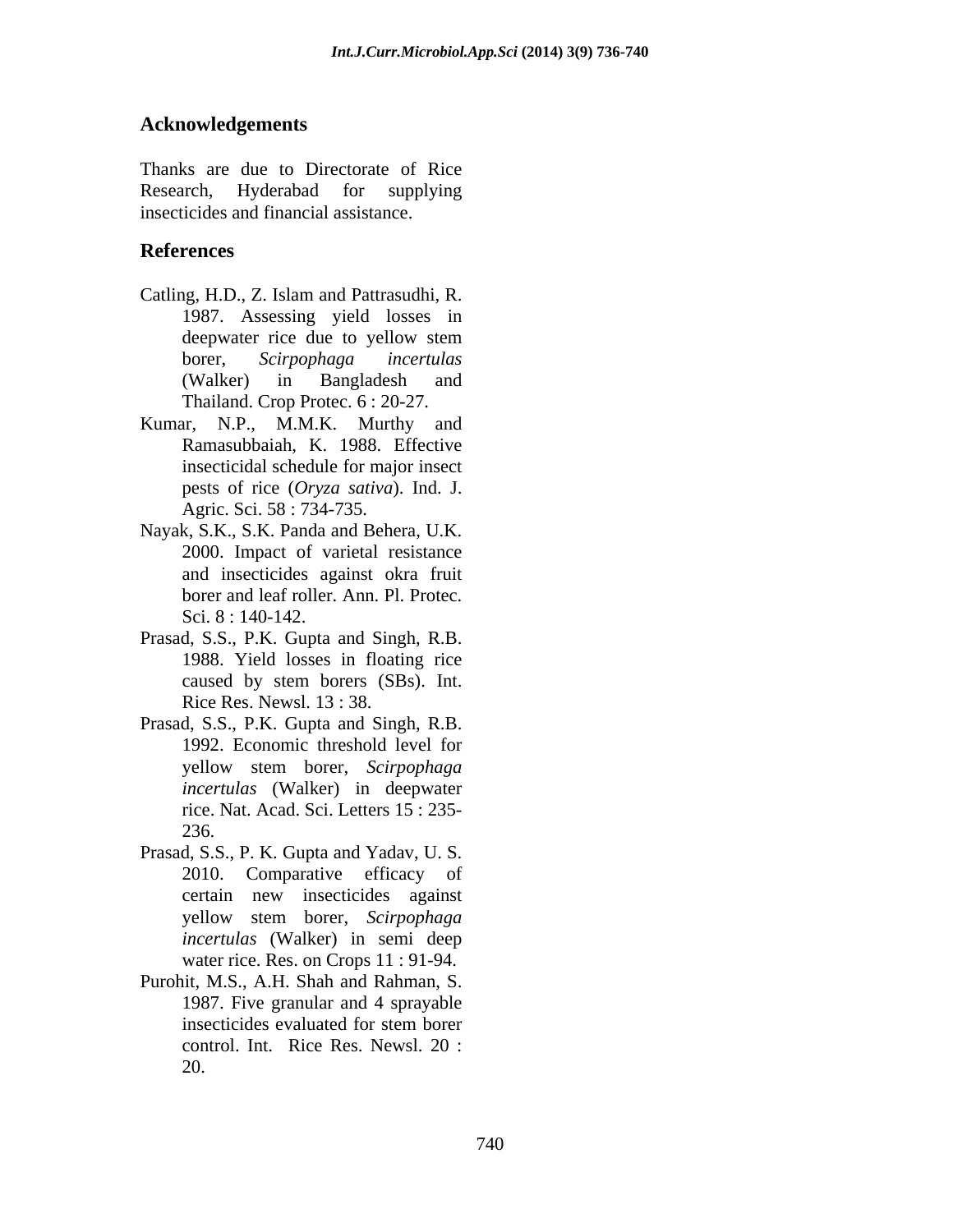## Acknowledgements

Thanks are due to Directorate of Rice Research, Hyderabad for supplying insecticides and financial assistance.

## References

Catling, H.D., Z. Islam and Pattrasudhi, R. 1987. Assessing yield losses in deepwater rice due to yellow stem borer, *Scirpophaga incertulas* (Walker) in Bangladesh and Thailand. Crop Protec. 6 : 20-27.

Kumar, N.P., M.M.K. Murthy and Ramasubbaiah, K. 1988. Effective insecticidal schedule for major insect pests of rice (*Oryza sativa*). Ind. J. Agric. Sci. 58 : 734-735.

Nayak, S.K., S.K. Panda and Behera, U.K. 2000. Impact of varietal resistance and insecticides against okra fruit borer and leaf roller. Ann. Pl. Protec. Sci. 8 : 140-142.

Prasad, S.S., P.K. Gupta and Singh, R.B. 1988. Yield losses in floating rice caused by stem borers (SBs). Int. Rice Res. Newsl. 13 : 38.

Prasad, S.S., P.K. Gupta and Singh, R.B. 1992. Economic threshold level for yellow stem borer, *Scirpophaga incertulas* (Walker) in deepwater rice. Nat. Acad. Sci. Letters 15 : 235-236.

Prasad, S.S., P. K. Gupta and Yadav, U. S. 2010. Comparative efficacy of certain new insecticides against yellow stem borer, *Scirpophaga incertulas* (Walker) in semi deep water rice. Res. on Crops 11 : 91-94.

Purohit, M.S., A.H. Shah and Rahman, S. 1987. Five granular and 4 sprayable insecticides evaluated for stem borer control. Int. Rice Res. Newsl. 20 : 20.